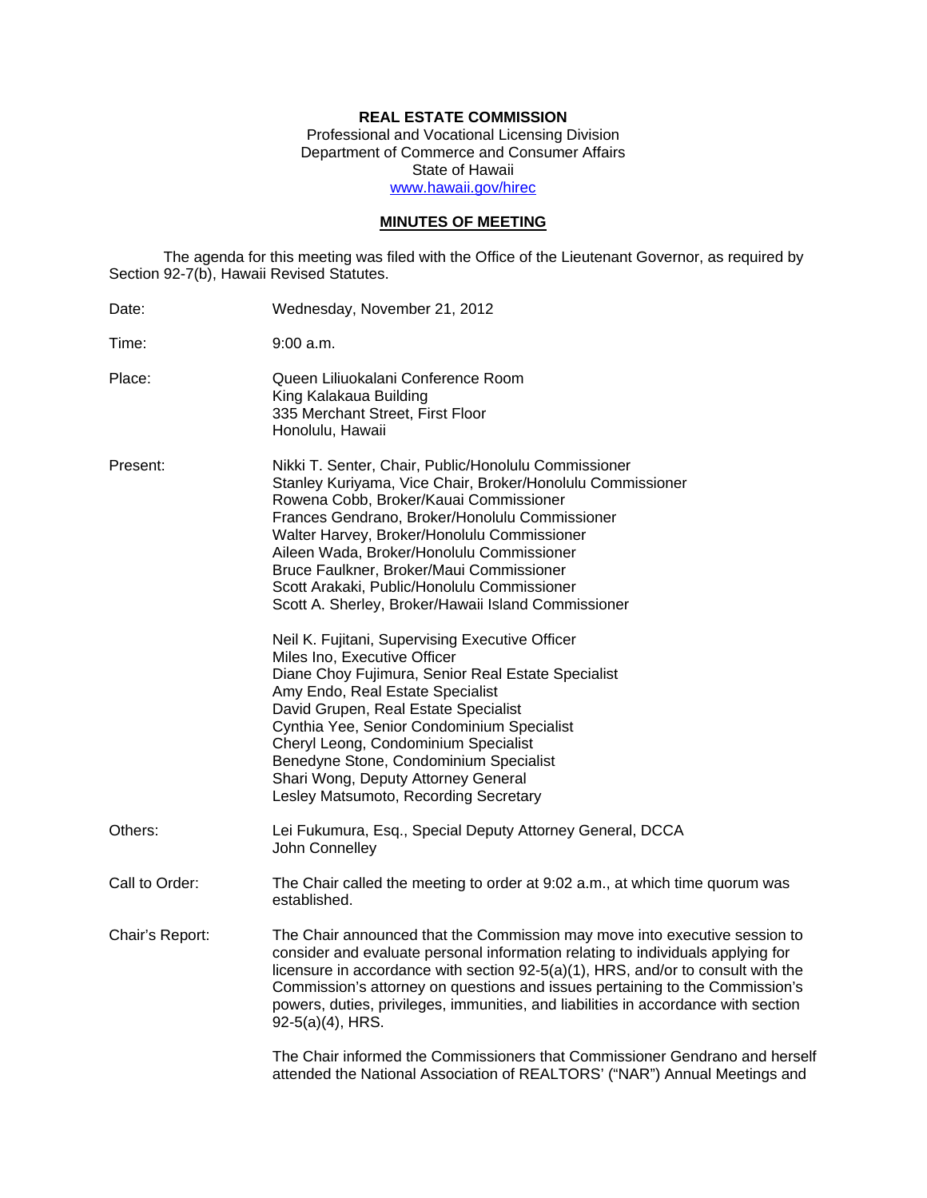**REAL ESTATE COMMISSION**
Professional and Vocational Licensing Division
Department of Commerce and Consumer Affairs
State of Hawaii
www.hawaii.gov/hirec

## MINUTES OF MEETING

The agenda for this meeting was filed with the Office of the Lieutenant Governor, as required by Section 92-7(b), Hawaii Revised Statutes.

Date: Wednesday, November 21, 2012

Time: 9:00 a.m.

Place: Queen Liliuokalani Conference Room
King Kalakaua Building
335 Merchant Street, First Floor
Honolulu, Hawaii

Present: Nikki T. Senter, Chair, Public/Honolulu Commissioner
Stanley Kuriyama, Vice Chair, Broker/Honolulu Commissioner
Rowena Cobb, Broker/Kauai Commissioner
Frances Gendrano, Broker/Honolulu Commissioner
Walter Harvey, Broker/Honolulu Commissioner
Aileen Wada, Broker/Honolulu Commissioner
Bruce Faulkner, Broker/Maui Commissioner
Scott Arakaki, Public/Honolulu Commissioner
Scott A. Sherley, Broker/Hawaii Island Commissioner

Neil K. Fujitani, Supervising Executive Officer
Miles Ino, Executive Officer
Diane Choy Fujimura, Senior Real Estate Specialist
Amy Endo, Real Estate Specialist
David Grupen, Real Estate Specialist
Cynthia Yee, Senior Condominium Specialist
Cheryl Leong, Condominium Specialist
Benedyne Stone, Condominium Specialist
Shari Wong, Deputy Attorney General
Lesley Matsumoto, Recording Secretary

Others: Lei Fukumura, Esq., Special Deputy Attorney General, DCCA
John Connelley

Call to Order: The Chair called the meeting to order at 9:02 a.m., at which time quorum was established.

Chair's Report: The Chair announced that the Commission may move into executive session to consider and evaluate personal information relating to individuals applying for licensure in accordance with section 92-5(a)(1), HRS, and/or to consult with the Commission's attorney on questions and issues pertaining to the Commission's powers, duties, privileges, immunities, and liabilities in accordance with section 92-5(a)(4), HRS.

The Chair informed the Commissioners that Commissioner Gendrano and herself attended the National Association of REALTORS' ("NAR") Annual Meetings and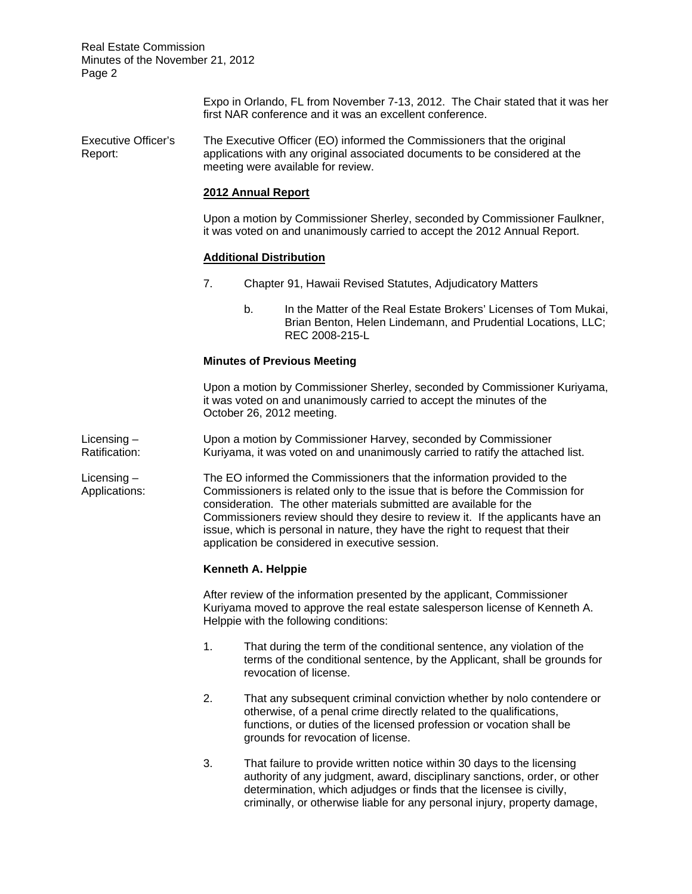Expo in Orlando, FL from November 7-13, 2012. The Chair stated that it was her first NAR conference and it was an excellent conference.

Executive Officer's Report: The Executive Officer (EO) informed the Commissioners that the original applications with any original associated documents to be considered at the meeting were available for review.

**2012 Annual Report**

Upon a motion by Commissioner Sherley, seconded by Commissioner Faulkner, it was voted on and unanimously carried to accept the 2012 Annual Report.

**Additional Distribution**

7. Chapter 91, Hawaii Revised Statutes, Adjudicatory Matters

   b. In the Matter of the Real Estate Brokers' Licenses of Tom Mukai, Brian Benton, Helen Lindemann, and Prudential Locations, LLC; REC 2008-215-L

**Minutes of Previous Meeting**

Upon a motion by Commissioner Sherley, seconded by Commissioner Kuriyama, it was voted on and unanimously carried to accept the minutes of the October 26, 2012 meeting.

Licensing – Ratification: Upon a motion by Commissioner Harvey, seconded by Commissioner Kuriyama, it was voted on and unanimously carried to ratify the attached list.

Licensing – Applications: The EO informed the Commissioners that the information provided to the Commissioners is related only to the issue that is before the Commission for consideration. The other materials submitted are available for the Commissioners review should they desire to review it. If the applicants have an issue, which is personal in nature, they have the right to request that their application be considered in executive session.

**Kenneth A. Helppie**

After review of the information presented by the applicant, Commissioner Kuriyama moved to approve the real estate salesperson license of Kenneth A. Helppie with the following conditions:

1. That during the term of the conditional sentence, any violation of the terms of the conditional sentence, by the Applicant, shall be grounds for revocation of license.

2. That any subsequent criminal conviction whether by nolo contendere or otherwise, of a penal crime directly related to the qualifications, functions, or duties of the licensed profession or vocation shall be grounds for revocation of license.

3. That failure to provide written notice within 30 days to the licensing authority of any judgment, award, disciplinary sanctions, order, or other determination, which adjudges or finds that the licensee is civilly, criminally, or otherwise liable for any personal injury, property damage,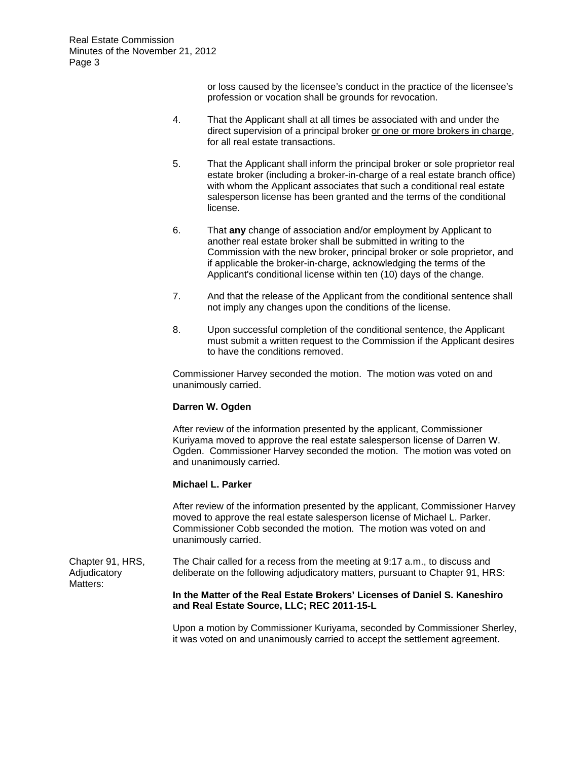or loss caused by the licensee's conduct in the practice of the licensee's profession or vocation shall be grounds for revocation.

4. That the Applicant shall at all times be associated with and under the direct supervision of a principal broker <u>or one or more brokers in charge</u>, for all real estate transactions.

5. That the Applicant shall inform the principal broker or sole proprietor real estate broker (including a broker-in-charge of a real estate branch office) with whom the Applicant associates that such a conditional real estate salesperson license has been granted and the terms of the conditional license.

6. That **any** change of association and/or employment by Applicant to another real estate broker shall be submitted in writing to the Commission with the new broker, principal broker or sole proprietor, and if applicable the broker-in-charge, acknowledging the terms of the Applicant's conditional license within ten (10) days of the change.

7. And that the release of the Applicant from the conditional sentence shall not imply any changes upon the conditions of the license.

8. Upon successful completion of the conditional sentence, the Applicant must submit a written request to the Commission if the Applicant desires to have the conditions removed.

Commissioner Harvey seconded the motion. The motion was voted on and unanimously carried.

**Darren W. Ogden**

After review of the information presented by the applicant, Commissioner Kuriyama moved to approve the real estate salesperson license of Darren W. Ogden. Commissioner Harvey seconded the motion. The motion was voted on and unanimously carried.

**Michael L. Parker**

After review of the information presented by the applicant, Commissioner Harvey moved to approve the real estate salesperson license of Michael L. Parker. Commissioner Cobb seconded the motion. The motion was voted on and unanimously carried.

Chapter 91, HRS, Adjudicatory Matters:

The Chair called for a recess from the meeting at 9:17 a.m., to discuss and deliberate on the following adjudicatory matters, pursuant to Chapter 91, HRS:

**In the Matter of the Real Estate Brokers' Licenses of Daniel S. Kaneshiro and Real Estate Source, LLC; REC 2011-15-L**

Upon a motion by Commissioner Kuriyama, seconded by Commissioner Sherley, it was voted on and unanimously carried to accept the settlement agreement.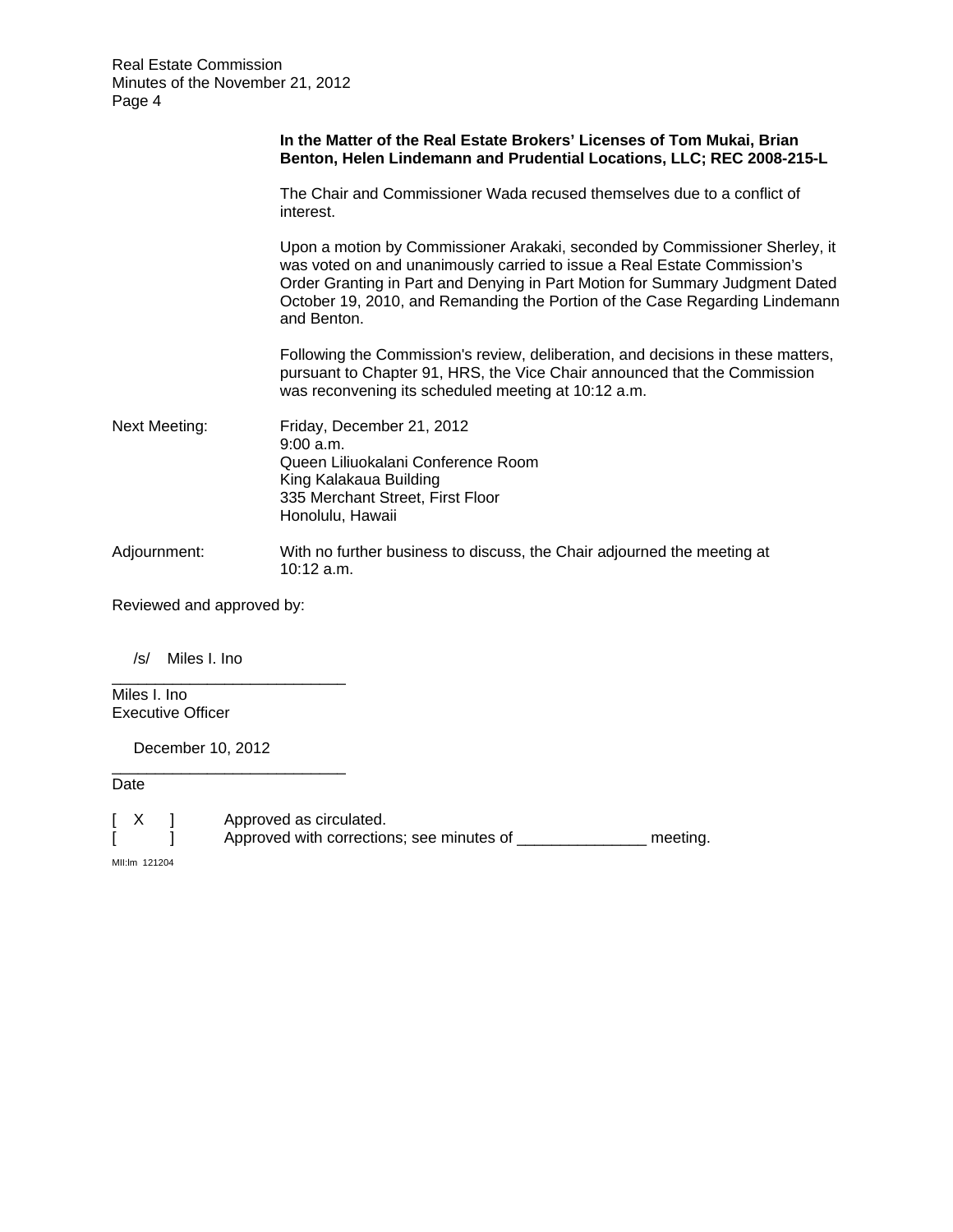**In the Matter of the Real Estate Brokers' Licenses of Tom Mukai, Brian Benton, Helen Lindemann and Prudential Locations, LLC; REC 2008-215-L**

The Chair and Commissioner Wada recused themselves due to a conflict of interest.

Upon a motion by Commissioner Arakaki, seconded by Commissioner Sherley, it was voted on and unanimously carried to issue a Real Estate Commission's Order Granting in Part and Denying in Part Motion for Summary Judgment Dated October 19, 2010, and Remanding the Portion of the Case Regarding Lindemann and Benton.

Following the Commission's review, deliberation, and decisions in these matters, pursuant to Chapter 91, HRS, the Vice Chair announced that the Commission was reconvening its scheduled meeting at 10:12 a.m.

Next Meeting: Friday, December 21, 2012
9:00 a.m.
Queen Liliuokalani Conference Room
King Kalakaua Building
335 Merchant Street, First Floor
Honolulu, Hawaii

Adjournment: With no further business to discuss, the Chair adjourned the meeting at 10:12 a.m.

Reviewed and approved by:

/s/ Miles I. Ino
___________________________
Miles I. Ino
Executive Officer

December 10, 2012
___________________________
Date

[ X ] Approved as circulated.
[ ] Approved with corrections; see minutes of _______________ meeting.

MII:lm 121204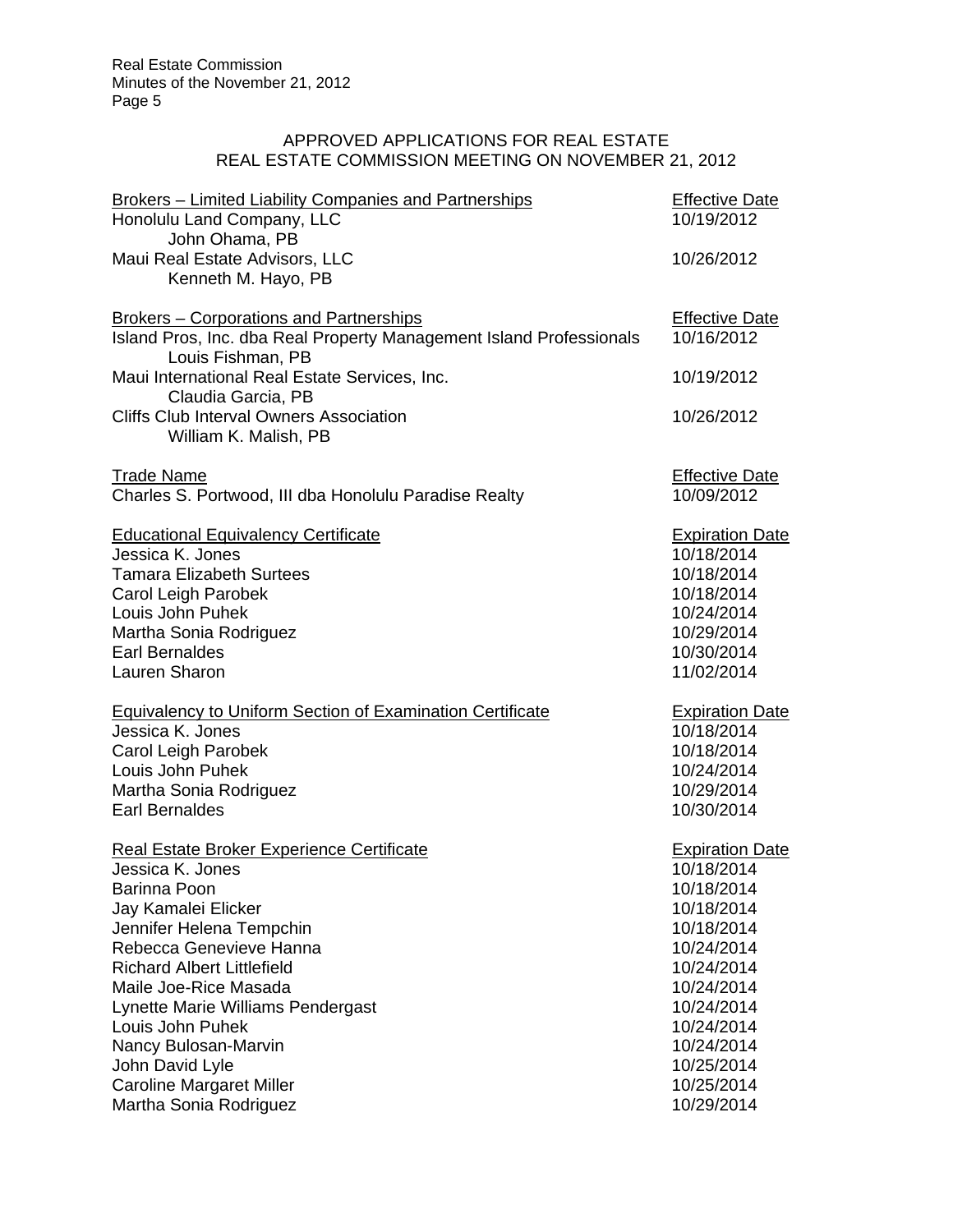## APPROVED APPLICATIONS FOR REAL ESTATE
## REAL ESTATE COMMISSION MEETING ON NOVEMBER 21, 2012

| Brokers – Limited Liability Companies and Partnerships | Effective Date |
|---|---|
| Honolulu Land Company, LLC<br>John Ohama, PB | 10/19/2012 |
| Maui Real Estate Advisors, LLC<br>Kenneth M. Hayo, PB | 10/26/2012 |

| Brokers – Corporations and Partnerships | Effective Date |
|---|---|
| Island Pros, Inc. dba Real Property Management Island Professionals<br>Louis Fishman, PB | 10/16/2012 |
| Maui International Real Estate Services, Inc.<br>Claudia Garcia, PB | 10/19/2012 |
| Cliffs Club Interval Owners Association<br>William K. Malish, PB | 10/26/2012 |

| Trade Name | Effective Date |
|---|---|
| Charles S. Portwood, III dba Honolulu Paradise Realty | 10/09/2012 |

| Educational Equivalency Certificate | Expiration Date |
|---|---|
| Jessica K. Jones | 10/18/2014 |
| Tamara Elizabeth Surtees | 10/18/2014 |
| Carol Leigh Parobek | 10/18/2014 |
| Louis John Puhek | 10/24/2014 |
| Martha Sonia Rodriguez | 10/29/2014 |
| Earl Bernaldes | 10/30/2014 |
| Lauren Sharon | 11/02/2014 |

| Equivalency to Uniform Section of Examination Certificate | Expiration Date |
|---|---|
| Jessica K. Jones | 10/18/2014 |
| Carol Leigh Parobek | 10/18/2014 |
| Louis John Puhek | 10/24/2014 |
| Martha Sonia Rodriguez | 10/29/2014 |
| Earl Bernaldes | 10/30/2014 |

| Real Estate Broker Experience Certificate | Expiration Date |
|---|---|
| Jessica K. Jones | 10/18/2014 |
| Barinna Poon | 10/18/2014 |
| Jay Kamalei Elicker | 10/18/2014 |
| Jennifer Helena Tempchin | 10/18/2014 |
| Rebecca Genevieve Hanna | 10/24/2014 |
| Richard Albert Littlefield | 10/24/2014 |
| Maile Joe-Rice Masada | 10/24/2014 |
| Lynette Marie Williams Pendergast | 10/24/2014 |
| Louis John Puhek | 10/24/2014 |
| Nancy Bulosan-Marvin | 10/24/2014 |
| John David Lyle | 10/25/2014 |
| Caroline Margaret Miller | 10/25/2014 |
| Martha Sonia Rodriguez | 10/29/2014 |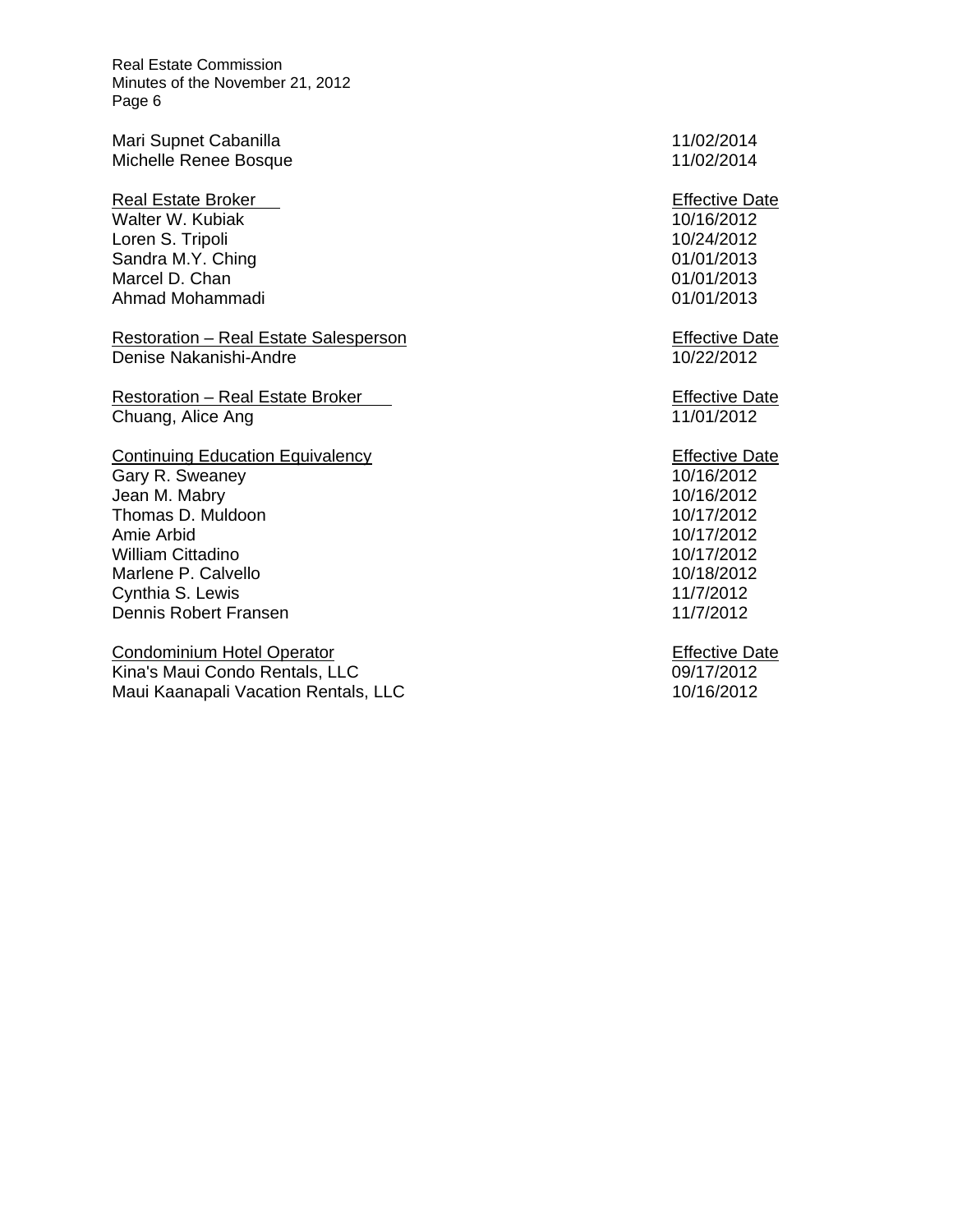| | |
|---|---|
| Mari Supnet Cabanilla | 11/02/2014 |
| Michelle Renee Bosque | 11/02/2014 |

| Real Estate Broker | Effective Date |
|---|---|
| Walter W. Kubiak | 10/16/2012 |
| Loren S. Tripoli | 10/24/2012 |
| Sandra M.Y. Ching | 01/01/2013 |
| Marcel D. Chan | 01/01/2013 |
| Ahmad Mohammadi | 01/01/2013 |

| Restoration – Real Estate Salesperson | Effective Date |
|---|---|
| Denise Nakanishi-Andre | 10/22/2012 |

| Restoration – Real Estate Broker | Effective Date |
|---|---|
| Chuang, Alice Ang | 11/01/2012 |

| Continuing Education Equivalency | Effective Date |
|---|---|
| Gary R. Sweaney | 10/16/2012 |
| Jean M. Mabry | 10/16/2012 |
| Thomas D. Muldoon | 10/17/2012 |
| Amie Arbid | 10/17/2012 |
| William Cittadino | 10/17/2012 |
| Marlene P. Calvello | 10/18/2012 |
| Cynthia S. Lewis | 11/7/2012 |
| Dennis Robert Fransen | 11/7/2012 |

| Condominium Hotel Operator | Effective Date |
|---|---|
| Kina's Maui Condo Rentals, LLC | 09/17/2012 |
| Maui Kaanapali Vacation Rentals, LLC | 10/16/2012 |